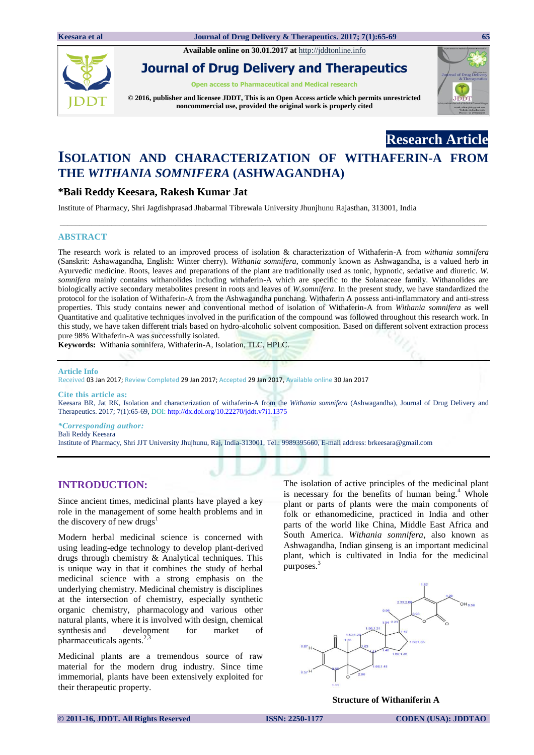Available online on 30.01.2017 at http://jddtonline.info

# Journal of Drug Delivery and Therapeutics

Open access to Pharmaceutical and Medical research

© 2016, publisher and licensee JDDT, This is an Open Access article which permits unrestricted noncommercial use, provided the original work is properly cited

**Research Article**

# ISOLATION AND CHARACTERIZATION OF WITHAFERIN-A FROM THE *WITHANIA SOMNIFERA* (ASHWAGANDHA)

**\*Bali Reddy Keesara, Rakesh Kumar Jat**

Institute of Pharmacy, Shri Jagdishprasad Jhabarmal Tibrewala University Jhunjhunu Rajasthan, 313001, India

## ABSTRACT

The research work is related to an improved process of isolation & characterization of Withaferin-A from *withania somnifera* (Sanskrit: Ashawagandha, English: Winter cherry). *Withania somnifera*, commonly known as Ashwagandha, is a valued herb in Ayurvedic medicine. Roots, leaves and preparations of the plant are traditionally used as tonic, hypnotic, sedative and diuretic. *W. somnifera* mainly contains withanolides including withaferin-A which are specific to the Solanaceae family. Withanolides are biologically active secondary metabolites present in roots and leaves of *W.somnifera*. In the present study, we have standardized the protocol for the isolation of Withaferin-A from the Ashwagandha punchang. Withaferin A possess anti-inflammatory and anti-stress properties. This study contains newer and conventional method of isolation of Withaferin-A from *Withania somnifera* as well Quantitative and qualitative techniques involved in the purification of the compound was followed throughout this research work. In this study, we have taken different trials based on hydro-alcoholic solvent composition. Based on different solvent extraction process pure 98% Withaferin-A was successfully isolated.

**Keywords:** Withania somnifera, Withaferin-A, Isolation, TLC, HPLC.

**Article Info**

Received 03 Jan 2017; Review Completed 29 Jan 2017; Accepted 29 Jan 2017, Available online 30 Jan 2017

**Cite this article as:**

Keesara BR, Jat RK, Isolation and characterization of withaferin-A from the *Withania somnifera* (Ashwagandha), Journal of Drug Delivery and Therapeutics. 2017; 7(1):65-69, DOI: http://dx.doi.org/10.22270/jddt.v7i1.1375

***Corresponding author:***

Bali Reddy Keesara

Institute of Pharmacy, Shri JJT University Jhujhunu, Raj, India-313001, Tel.: 9989395660, E-mail address: brkeesara@gmail.com

## INTRODUCTION:

Since ancient times, medicinal plants have played a key role in the management of some health problems and in the discovery of new drugs[1]

Modern herbal medicinal science is concerned with using leading-edge technology to develop plant-derived drugs through chemistry & Analytical techniques. This is unique way in that it combines the study of herbal medicinal science with a strong emphasis on the underlying chemistry. Medicinal chemistry is disciplines at the intersection of chemistry, especially synthetic organic chemistry, pharmacology and various other natural plants, where it is involved with design, chemical synthesis and development for market of pharmaceuticals agents.[2,3]

Medicinal plants are a tremendous source of raw material for the modern drug industry. Since time immemorial, plants have been extensively exploited for their therapeutic property.

The isolation of active principles of the medicinal plant is necessary for the benefits of human being.[4] Whole plant or parts of plants were the main components of folk or ethanomedicine, practiced in India and other parts of the world like China, Middle East Africa and South America. *Withania somnifera*, also known as Ashwagandha, Indian ginseng is an important medicinal plant, which is cultivated in India for the medicinal purposes.[3]

**Structure of Withaniferin A**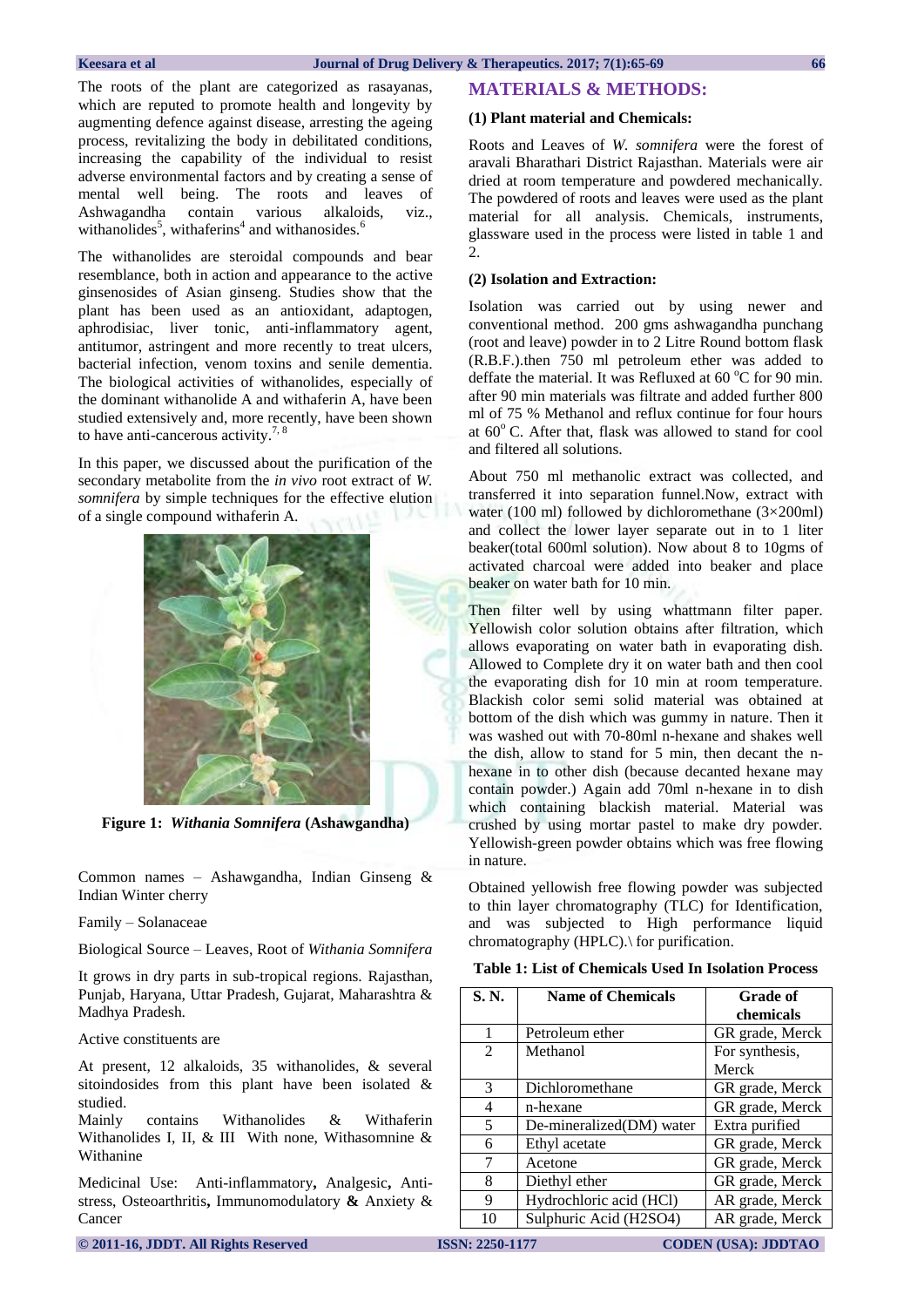The roots of the plant are categorized as rasayanas, which are reputed to promote health and longevity by augmenting defence against disease, arresting the ageing process, revitalizing the body in debilitated conditions, increasing the capability of the individual to resist adverse environmental factors and by creating a sense of mental well being. The roots and leaves of Ashwagandha contain various alkaloids, viz., withanolides[5], withaferins[4] and withanosides.[6]

The withanolides are steroidal compounds and bear resemblance, both in action and appearance to the active ginsenosides of Asian ginseng. Studies show that the plant has been used as an antioxidant, adaptogen, aphrodisiac, liver tonic, anti-inflammatory agent, antitumor, astringent and more recently to treat ulcers, bacterial infection, venom toxins and senile dementia. The biological activities of withanolides, especially of the dominant withanolide A and withaferin A, have been studied extensively and, more recently, have been shown to have anti-cancerous activity.[7, 8]

In this paper, we discussed about the purification of the secondary metabolite from the *in vivo* root extract of *W. somnifera* by simple techniques for the effective elution of a single compound withaferin A.

**Figure 1: *Withania Somnifera* (Ashawgandha)**

Common names – Ashawgandha, Indian Ginseng & Indian Winter cherry

Family – Solanaceae

Biological Source – Leaves, Root of *Withania Somnifera*

It grows in dry parts in sub-tropical regions. Rajasthan, Punjab, Haryana, Uttar Pradesh, Gujarat, Maharashtra & Madhya Pradesh.

Active constituents are

At present, 12 alkaloids, 35 withanolides, & several sitoindosides from this plant have been isolated & studied.

Mainly contains Withanolides & Withaferin Withanolides I, II, & III With none, Withasomnine & Withanine

Medicinal Use: Anti-inflammatory**,** Analgesic**,** Anti-stress, Osteoarthritis**,** Immunomodulatory **&** Anxiety & Cancer

## MATERIALS & METHODS:

### (1) Plant material and Chemicals:

Roots and Leaves of *W. somnifera* were the forest of aravali Bharathari District Rajasthan. Materials were air dried at room temperature and powdered mechanically. The powdered of roots and leaves were used as the plant material for all analysis. Chemicals, instruments, glassware used in the process were listed in table 1 and 2.

### (2) Isolation and Extraction:

Isolation was carried out by using newer and conventional method. 200 gms ashwagandha punchang (root and leave) powder in to 2 Litre Round bottom flask (R.B.F.).then 750 ml petroleum ether was added to deffate the material. It was Refluxed at 60 $^{o}$C for 90 min. after 90 min materials was filtrate and added further 800 ml of 75 % Methanol and reflux continue for four hours at 60$^{o}$ C. After that, flask was allowed to stand for cool and filtered all solutions.

About 750 ml methanolic extract was collected, and transferred it into separation funnel.Now, extract with water (100 ml) followed by dichloromethane (3×200ml) and collect the lower layer separate out in to 1 liter beaker(total 600ml solution). Now about 8 to 10gms of activated charcoal were added into beaker and place beaker on water bath for 10 min.

Then filter well by using whattmann filter paper. Yellowish color solution obtains after filtration, which allows evaporating on water bath in evaporating dish. Allowed to Complete dry it on water bath and then cool the evaporating dish for 10 min at room temperature. Blackish color semi solid material was obtained at bottom of the dish which was gummy in nature. Then it was washed out with 70-80ml n-hexane and shakes well the dish, allow to stand for 5 min, then decant the n-hexane in to other dish (because decanted hexane may contain powder.) Again add 70ml n-hexane in to dish which containing blackish material. Material was crushed by using mortar pastel to make dry powder. Yellowish-green powder obtains which was free flowing in nature.

Obtained yellowish free flowing powder was subjected to thin layer chromatography (TLC) for Identification, and was subjected to High performance liquid chromatography (HPLC).\ for purification.

**Table 1: List of Chemicals Used In Isolation Process**

| S. N. | Name of Chemicals | Grade of chemicals |
|---|---|---|
| 1 | Petroleum ether | GR grade, Merck |
| 2 | Methanol | For synthesis, Merck |
| 3 | Dichloromethane | GR grade, Merck |
| 4 | n-hexane | GR grade, Merck |
| 5 | De-mineralized(DM) water | Extra purified |
| 6 | Ethyl acetate | GR grade, Merck |
| 7 | Acetone | GR grade, Merck |
| 8 | Diethyl ether | GR grade, Merck |
| 9 | Hydrochloric acid (HCl) | AR grade, Merck |
| 10 | Sulphuric Acid ($H_2SO_4$) | AR grade, Merck |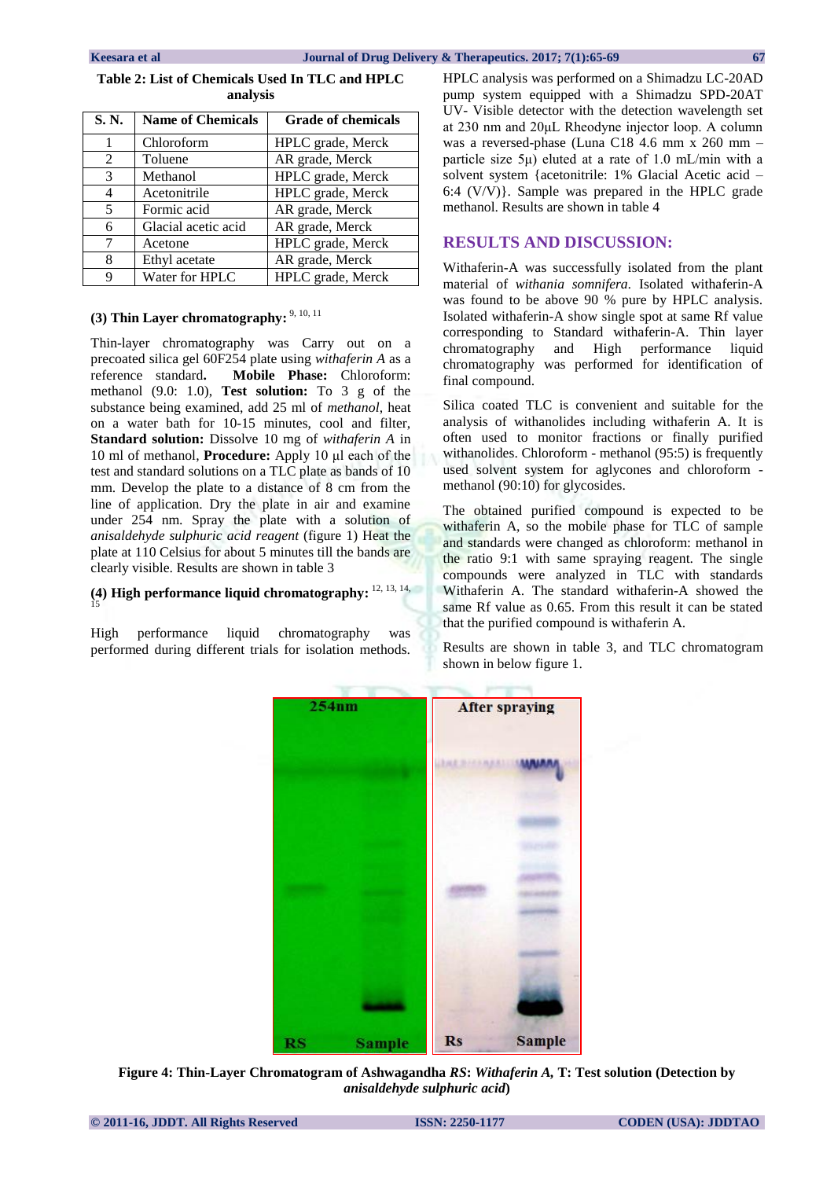**Table 2: List of Chemicals Used In TLC and HPLC analysis**

| S. N. | Name of Chemicals | Grade of chemicals |
|---|---|---|
| 1 | Chloroform | HPLC grade, Merck |
| 2 | Toluene | AR grade, Merck |
| 3 | Methanol | HPLC grade, Merck |
| 4 | Acetonitrile | HPLC grade, Merck |
| 5 | Formic acid | AR grade, Merck |
| 6 | Glacial acetic acid | AR grade, Merck |
| 7 | Acetone | HPLC grade, Merck |
| 8 | Ethyl acetate | AR grade, Merck |
| 9 | Water for HPLC | HPLC grade, Merck |

**(3) Thin Layer chromatography:** [9, 10, 11]

Thin-layer chromatography was Carry out on a precoated silica gel 60F254 plate using *withaferin A* as a reference standard**.** **Mobile Phase:** Chloroform: methanol (9.0: 1.0), **Test solution:** To 3 g of the substance being examined, add 25 ml of *methanol*, heat on a water bath for 10-15 minutes, cool and filter, **Standard solution:** Dissolve 10 mg of *withaferin A* in 10 ml of methanol, **Procedure:** Apply 10 µl each of the test and standard solutions on a TLC plate as bands of 10 mm. Develop the plate to a distance of 8 cm from the line of application. Dry the plate in air and examine under 254 nm. Spray the plate with a solution of *anisaldehyde sulphuric acid reagent* (figure 1) Heat the plate at 110 Celsius for about 5 minutes till the bands are clearly visible. Results are shown in table 3

**(4) High performance liquid chromatography:** [12, 13, 14, 15]

High performance liquid chromatography was performed during different trials for isolation methods. HPLC analysis was performed on a Shimadzu LC-20AD pump system equipped with a Shimadzu SPD-20AT UV- Visible detector with the detection wavelength set at 230 nm and 20µL Rheodyne injector loop. A column was a reversed-phase (Luna C18 4.6 mm x 260 mm – particle size 5µ) eluted at a rate of 1.0 mL/min with a solvent system {acetonitrile: 1% Glacial Acetic acid – 6:4 (V/V)}. Sample was prepared in the HPLC grade methanol. Results are shown in table 4

## RESULTS AND DISCUSSION:

Withaferin-A was successfully isolated from the plant material of *withania somnifera*. Isolated withaferin-A was found to be above 90 % pure by HPLC analysis. Isolated withaferin-A show single spot at same Rf value corresponding to Standard withaferin-A. Thin layer chromatography and High performance liquid chromatography was performed for identification of final compound.

Silica coated TLC is convenient and suitable for the analysis of withanolides including withaferin A. It is often used to monitor fractions or finally purified withanolides. Chloroform - methanol (95:5) is frequently used solvent system for aglycones and chloroform - methanol (90:10) for glycosides.

The obtained purified compound is expected to be withaferin A, so the mobile phase for TLC of sample and standards were changed as chloroform: methanol in the ratio 9:1 with same spraying reagent. The single compounds were analyzed in TLC with standards Withaferin A. The standard withaferin-A showed the same Rf value as 0.65. From this result it can be stated that the purified compound is withaferin A.

Results are shown in table 3, and TLC chromatogram shown in below figure 1.

**Figure 4: Thin-Layer Chromatogram of Ashwagandha *RS*: *Withaferin A*, T: Test solution (Detection by *anisaldehyde sulphuric acid*)**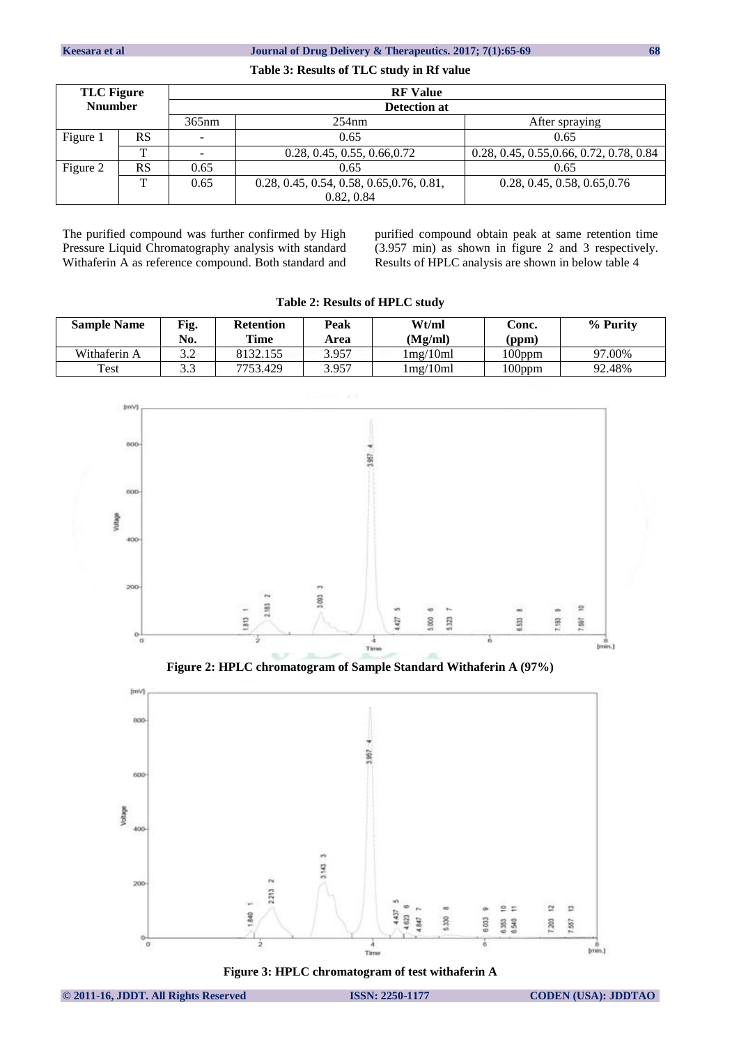**Table 3: Results of TLC study in Rf value**

| TLC Figure Nnumber | | RF Value | | |
|---|---|---|---|---|
| | | Detection at | | |
| | | 365nm | 254nm | After spraying |
| Figure 1 | RS | - | 0.65 | 0.65 |
| | T | - | 0.28, 0.45, 0.55, 0.66,0.72 | 0.28, 0.45, 0.55,0.66, 0.72, 0.78, 0.84 |
| Figure 2 | RS | 0.65 | 0.65 | 0.65 |
| | T | 0.65 | 0.28, 0.45, 0.54, 0.58, 0.65,0.76, 0.81, 0.82, 0.84 | 0.28, 0.45, 0.58, 0.65,0.76 |

The purified compound was further confirmed by High Pressure Liquid Chromatography analysis with standard Withaferin A as reference compound. Both standard and purified compound obtain peak at same retention time (3.957 min) as shown in figure 2 and 3 respectively. Results of HPLC analysis are shown in below table 4

**Table 2: Results of HPLC study**

| Sample Name | Fig. No. | Retention Time | Peak Area | Wt/ml (Mg/ml) | Conc. (ppm) | % Purity |
|---|---|---|---|---|---|---|
| Withaferin A | 3.2 | 8132.155 | 3.957 | 1mg/10ml | 100ppm | 97.00% |
| Test | 3.3 | 7753.429 | 3.957 | 1mg/10ml | 100ppm | 92.48% |

**Figure 2: HPLC chromatogram of Sample Standard Withaferin A (97%)**

**Figure 3: HPLC chromatogram of test withaferin A**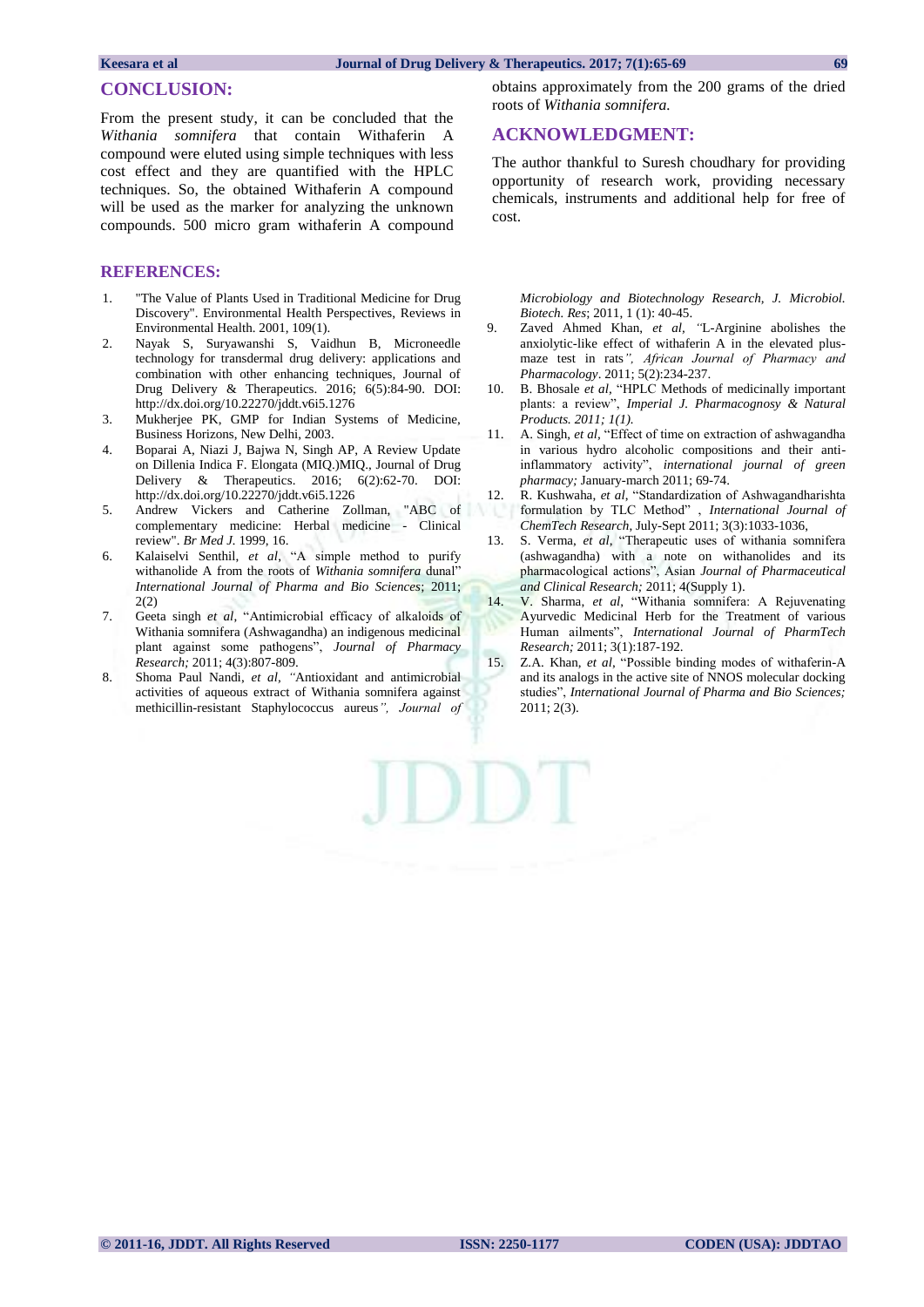## CONCLUSION:

From the present study, it can be concluded that the *Withania somnifera* that contain Withaferin A compound were eluted using simple techniques with less cost effect and they are quantified with the HPLC techniques. So, the obtained Withaferin A compound will be used as the marker for analyzing the unknown compounds. 500 micro gram withaferin A compound obtains approximately from the 200 grams of the dried roots of *Withania somnifera.*

## ACKNOWLEDGMENT:

The author thankful to Suresh choudhary for providing opportunity of research work, providing necessary chemicals, instruments and additional help for free of cost.

## REFERENCES:

1. "The Value of Plants Used in Traditional Medicine for Drug Discovery". Environmental Health Perspectives, Reviews in Environmental Health. 2001, 109(1).
2. Nayak S, Suryawanshi S, Vaidhun B, Microneedle technology for transdermal drug delivery: applications and combination with other enhancing techniques, Journal of Drug Delivery & Therapeutics. 2016; 6(5):84-90. DOI: http://dx.doi.org/10.22270/jddt.v6i5.1276
3. Mukherjee PK, GMP for Indian Systems of Medicine, Business Horizons, New Delhi, 2003.
4. Boparai A, Niazi J, Bajwa N, Singh AP, A Review Update on Dillenia Indica F. Elongata (MIQ.)MIQ., Journal of Drug Delivery & Therapeutics. 2016; 6(2):62-70. DOI: http://dx.doi.org/10.22270/jddt.v6i5.1226
5. Andrew Vickers and Catherine Zollman, "ABC of complementary medicine: Herbal medicine - Clinical review". *Br Med J.* 1999, 16.
6. Kalaiselvi Senthil, *et al*, "A simple method to purify withanolide A from the roots of *Withania somnifera* dunal" *International Journal of Pharma and Bio Sciences*; 2011; 2(2)
7. Geeta singh *et al*, "Antimicrobial efficacy of alkaloids of Withania somnifera (Ashwagandha) an indigenous medicinal plant against some pathogens", *Journal of Pharmacy Research;* 2011; 4(3):807-809.
8. Shoma Paul Nandi, *et al, "*Antioxidant and antimicrobial activities of aqueous extract of Withania somnifera against methicillin-resistant Staphylococcus aureus*", Journal of Microbiology and Biotechnology Research, J. Microbiol. Biotech. Res*; 2011, 1 (1): 40-45.
9. Zaved Ahmed Khan, *et al, "*L-Arginine abolishes the anxiolytic-like effect of withaferin A in the elevated plus-maze test in rats*", African Journal of Pharmacy and Pharmacology*. 2011; 5(2):234-237.
10. B. Bhosale *et al,* "HPLC Methods of medicinally important plants: a review", *Imperial J. Pharmacognosy & Natural Products. 2011; 1(1).*
11. A. Singh, *et al,* "Effect of time on extraction of ashwagandha in various hydro alcoholic compositions and their anti-inflammatory activity", *international journal of green pharmacy;* January-march 2011; 69-74.
12. R. Kushwaha, *et al,* "Standardization of Ashwagandharishta formulation by TLC Method" , *International Journal of ChemTech Research,* July-Sept 2011; 3(3):1033-1036,
13. S. Verma, *et al,* "Therapeutic uses of withania somnifera (ashwagandha) with a note on withanolides and its pharmacological actions", Asian *Journal of Pharmaceutical and Clinical Research;* 2011; 4(Supply 1).
14. V. Sharma, *et al,* "Withania somnifera: A Rejuvenating Ayurvedic Medicinal Herb for the Treatment of various Human ailments", *International Journal of PharmTech Research;* 2011; 3(1):187-192.
15. Z.A. Khan, *et al,* "Possible binding modes of withaferin-A and its analogs in the active site of NNOS molecular docking studies", *International Journal of Pharma and Bio Sciences;* 2011; 2(3).